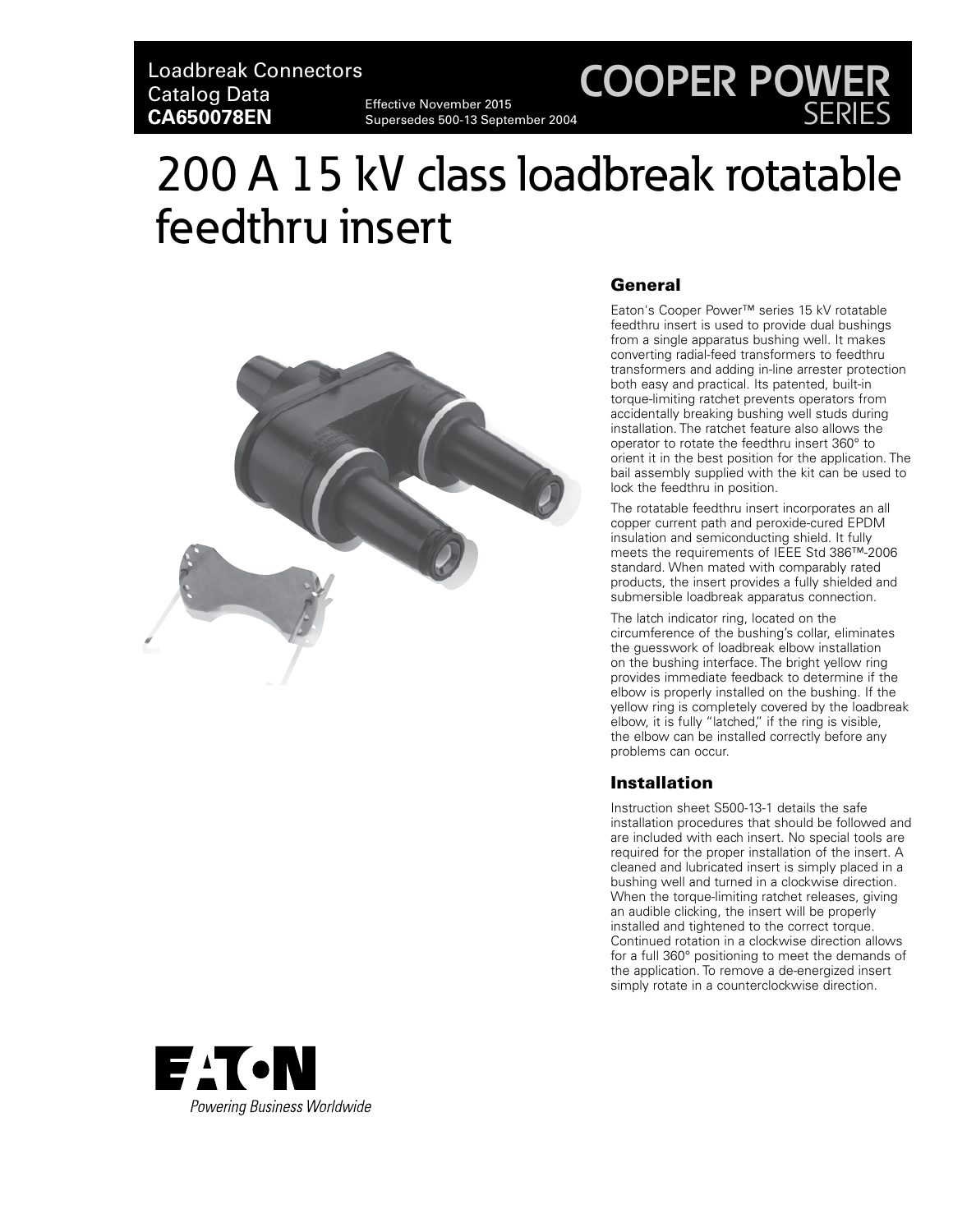Loadbreak Connectors
Catalog Data
**CA650078EN**

Effective November 2015
Supersedes 500-13 September 2004

COOPER POWER
SERIES

# 200 A 15 kV class loadbreak rotatable feedthru insert

## General

Eaton's Cooper Power™ series 15 kV rotatable feedthru insert is used to provide dual bushings from a single apparatus bushing well. It makes converting radial-feed transformers to feedthru transformers and adding in-line arrester protection both easy and practical. Its patented, built-in torque-limiting ratchet prevents operators from accidentally breaking bushing well studs during installation. The ratchet feature also allows the operator to rotate the feedthru insert 360° to orient it in the best position for the application. The bail assembly supplied with the kit can be used to lock the feedthru in position.

The rotatable feedthru insert incorporates an all copper current path and peroxide-cured EPDM insulation and semiconducting shield. It fully meets the requirements of IEEE Std 386™-2006 standard. When mated with comparably rated products, the insert provides a fully shielded and submersible loadbreak apparatus connection.

The latch indicator ring, located on the circumference of the bushing's collar, eliminates the guesswork of loadbreak elbow installation on the bushing interface. The bright yellow ring provides immediate feedback to determine if the elbow is properly installed on the bushing. If the yellow ring is completely covered by the loadbreak elbow, it is fully "latched," if the ring is visible, the elbow can be installed correctly before any problems can occur.

## Installation

Instruction sheet S500-13-1 details the safe installation procedures that should be followed and are included with each insert. No special tools are required for the proper installation of the insert. A cleaned and lubricated insert is simply placed in a bushing well and turned in a clockwise direction. When the torque-limiting ratchet releases, giving an audible clicking, the insert will be properly installed and tightened to the correct torque. Continued rotation in a clockwise direction allows for a full 360° positioning to meet the demands of the application. To remove a de-energized insert simply rotate in a counterclockwise direction.

EATON
Powering Business Worldwide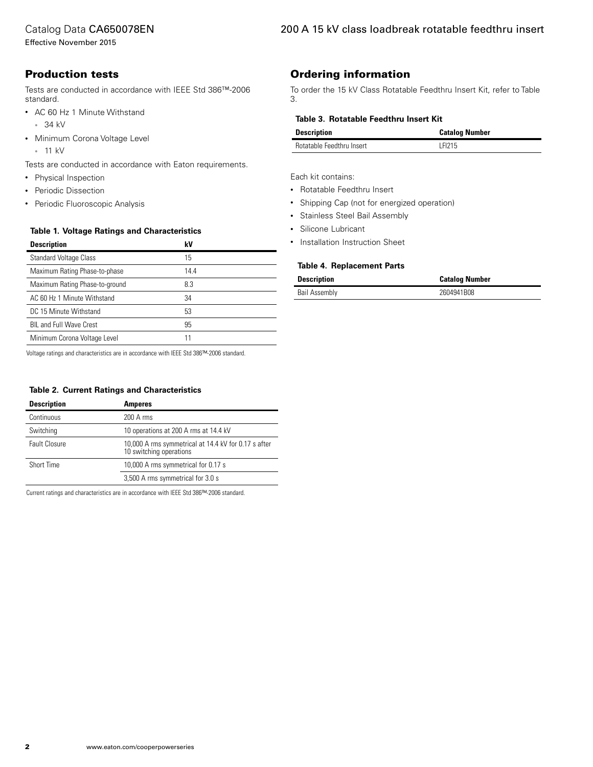## Production tests

Tests are conducted in accordance with IEEE Std 386™-2006 standard.

- AC 60 Hz 1 Minute Withstand
  - 34 kV
- Minimum Corona Voltage Level
  - 11 kV

Tests are conducted in accordance with Eaton requirements.

- Physical Inspection
- Periodic Dissection
- Periodic Fluoroscopic Analysis

**Table 1. Voltage Ratings and Characteristics**

| Description | kV |
| --- | --- |
| Standard Voltage Class | 15 |
| Maximum Rating Phase-to-phase | 14.4 |
| Maximum Rating Phase-to-ground | 8.3 |
| AC 60 Hz 1 Minute Withstand | 34 |
| DC 15 Minute Withstand | 53 |
| BIL and Full Wave Crest | 95 |
| Minimum Corona Voltage Level | 11 |

Voltage ratings and characteristics are in accordance with IEEE Std 386™-2006 standard.

**Table 2. Current Ratings and Characteristics**

| Description | Amperes |
| --- | --- |
| Continuous | 200 A rms |
| Switching | 10 operations at 200 A rms at 14.4 kV |
| Fault Closure | 10,000 A rms symmetrical at 14.4 kV for 0.17 s after 10 switching operations |
| Short Time | 10,000 A rms symmetrical for 0.17 s |
| | 3,500 A rms symmetrical for 3.0 s |

Current ratings and characteristics are in accordance with IEEE Std 386™-2006 standard.

## Ordering information

To order the 15 kV Class Rotatable Feedthru Insert Kit, refer to Table 3.

**Table 3. Rotatable Feedthru Insert Kit**

| Description | Catalog Number |
| --- | --- |
| Rotatable Feedthru Insert | LFI215 |

Each kit contains:

- Rotatable Feedthru Insert
- Shipping Cap (not for energized operation)
- Stainless Steel Bail Assembly
- Silicone Lubricant
- Installation Instruction Sheet

**Table 4. Replacement Parts**

| Description | Catalog Number |
| --- | --- |
| Bail Assembly | 2604941B08 |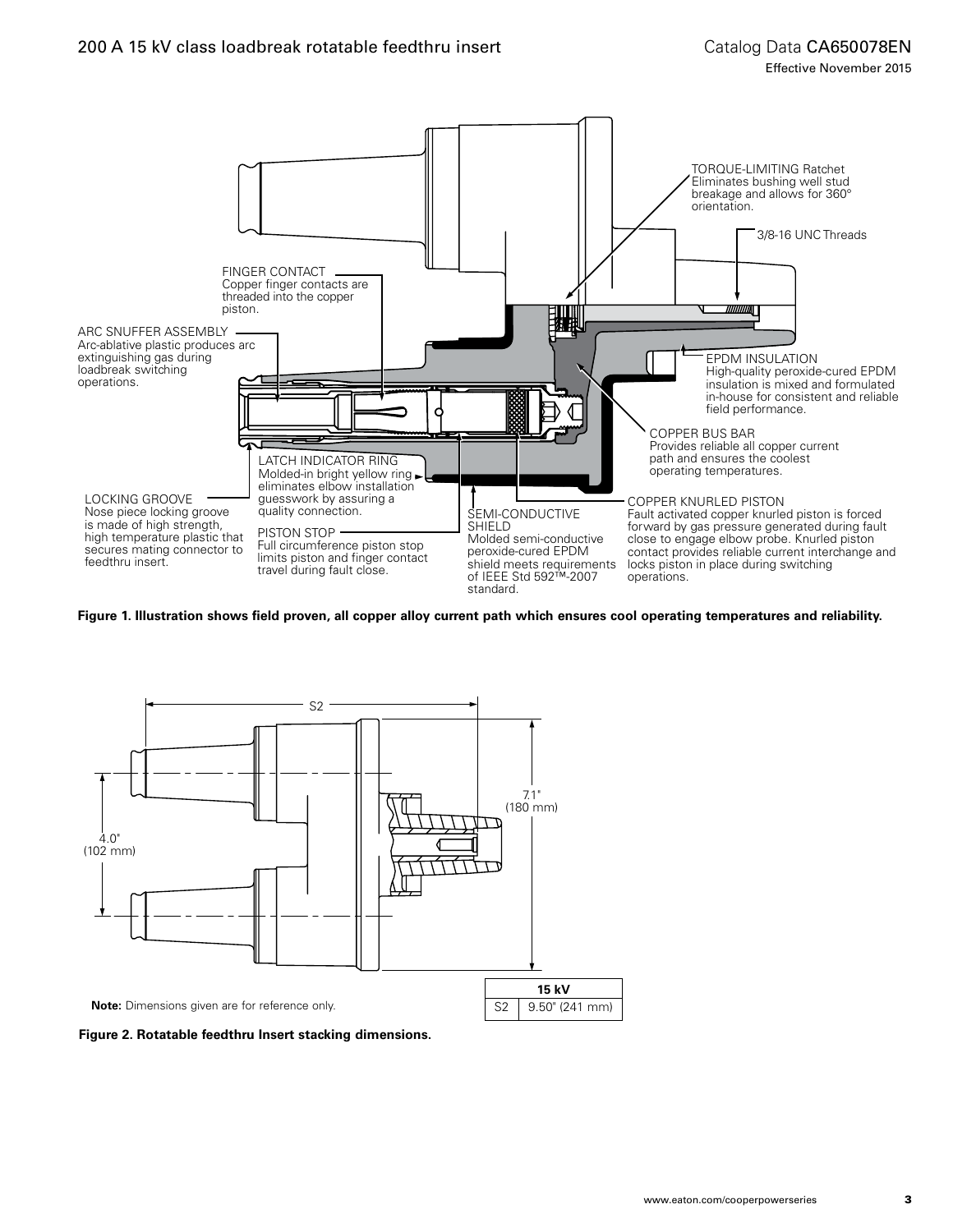TORQUE-LIMITING Ratchet
Eliminates bushing well stud breakage and allows for 360° orientation.

3/8-16 UNC Threads

FINGER CONTACT
Copper finger contacts are threaded into the copper piston.

ARC SNUFFER ASSEMBLY
Arc-ablative plastic produces arc extinguishing gas during loadbreak switching operations.

EPDM INSULATION
High-quality peroxide-cured EPDM insulation is mixed and formulated in-house for consistent and reliable field performance.

COPPER BUS BAR
Provides reliable all copper current path and ensures the coolest operating temperatures.

LATCH INDICATOR RING
Molded-in bright yellow ring eliminates elbow installation guesswork by assuring a quality connection.

LOCKING GROOVE
Nose piece locking groove is made of high strength, high temperature plastic that secures mating connector to feedthru insert.

PISTON STOP
Full circumference piston stop limits piston and finger contact travel during fault close.

SEMI-CONDUCTIVE SHIELD
Molded semi-conductive peroxide-cured EPDM shield meets requirements of IEEE Std 592™-2007 standard.

COPPER KNURLED PISTON
Fault activated copper knurled piston is forced forward by gas pressure generated during fault close to engage elbow probe. Knurled piston contact provides reliable current interchange and locks piston in place during switching operations.

**Figure 1. Illustration shows field proven, all copper alloy current path which ensures cool operating temperatures and reliability.**

S2

7.1" (180 mm)

4.0" (102 mm)

| | 15 kV |
|---|---|
| S2 | 9.50" (241 mm) |

**Note:** Dimensions given are for reference only.

**Figure 2. Rotatable feedthru Insert stacking dimensions.**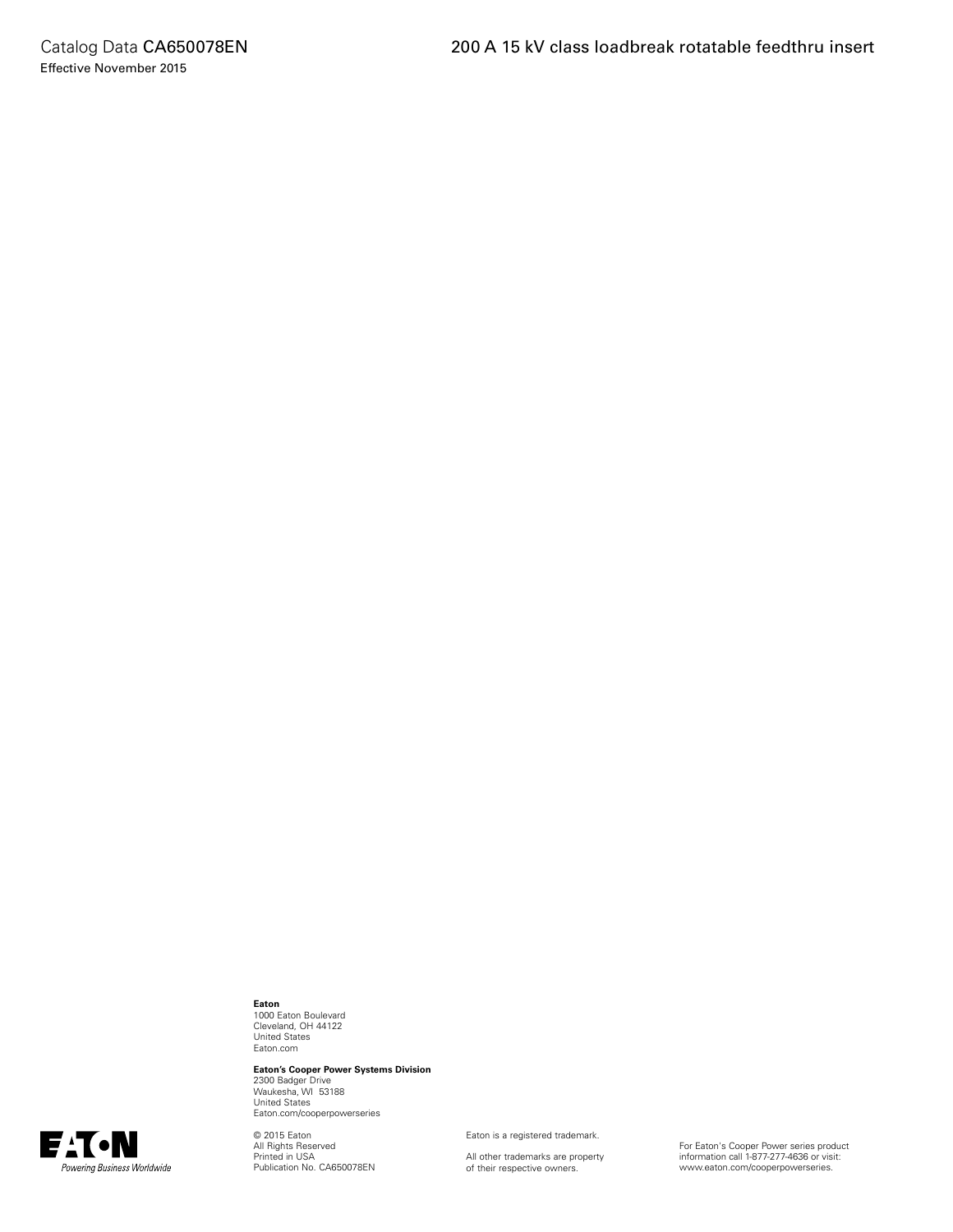**Eaton**
1000 Eaton Boulevard
Cleveland, OH 44122
United States
Eaton.com

**Eaton's Cooper Power Systems Division**
2300 Badger Drive
Waukesha, WI 53188
United States
Eaton.com/cooperpowerseries

© 2015 Eaton
All Rights Reserved
Printed in USA
Publication No. CA650078EN

Eaton is a registered trademark.

All other trademarks are property of their respective owners.

For Eaton's Cooper Power series product information call 1-877-277-4636 or visit: www.eaton.com/cooperpowerseries.

Powering Business Worldwide